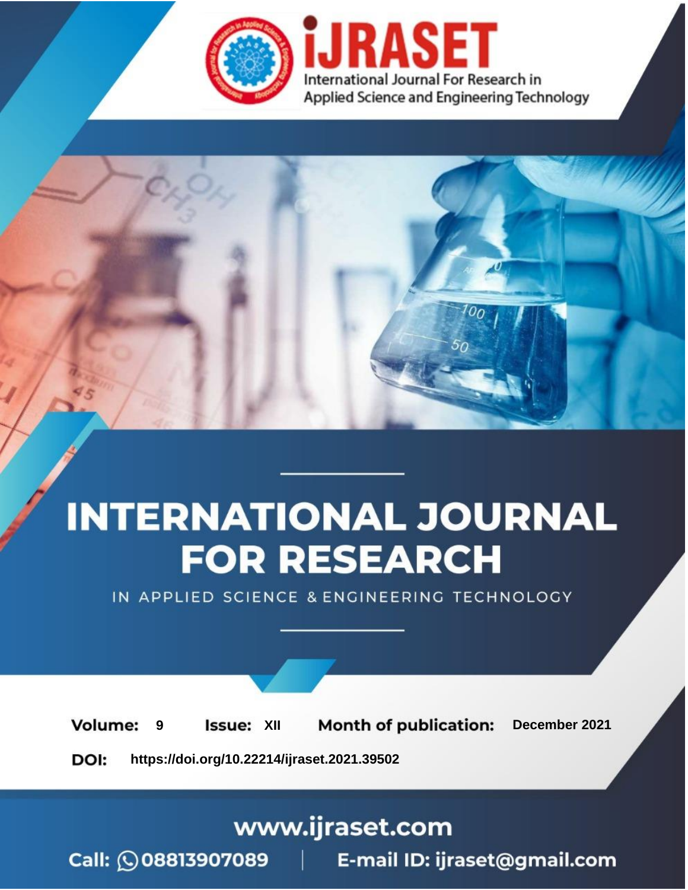# iJRASET

International Journal For Research in Applied Science and Engineering Technology

# INTERNATIONAL JOURNAL FOR RESEARCH

IN APPLIED SCIENCE & ENGINEERING TECHNOLOGY

**Volume:** 9 **Issue:** XII **Month of publication:** December 2021

**DOI:** https://doi.org/10.22214/ijraset.2021.39502

www.ijraset.com

Call: 08813907089 | E-mail ID: ijraset@gmail.com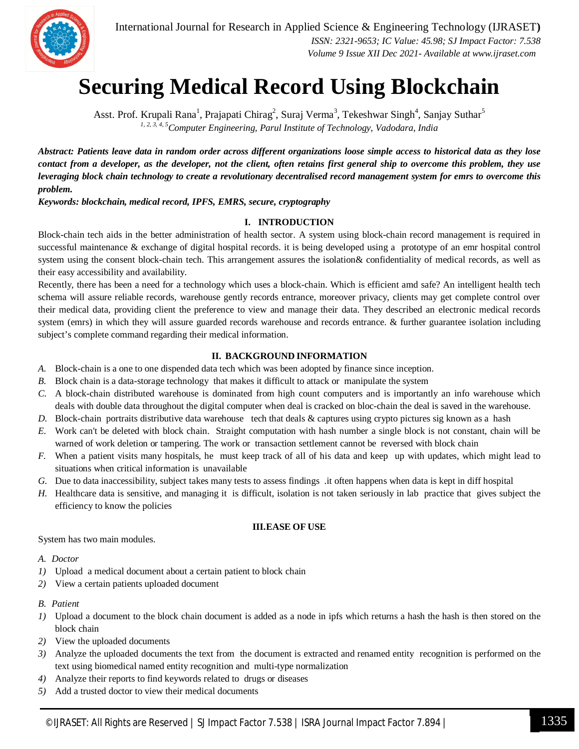# Securing Medical Record Using Blockchain

Asst. Prof. Krupali Rana[1], Prajapati Chirag[2], Suraj Verma[3], Tekeshwar Singh[4], Sanjay Suthar[5]

*[1, 2, 3, 4, 5]Computer Engineering, Parul Institute of Technology, Vadodara, India*

***Abstract: Patients leave data in random order across different organizations loose simple access to historical data as they lose contact from a developer, as the developer, not the client, often retains first general ship to overcome this problem, they use leveraging block chain technology to create a revolutionary decentralised record management system for emrs to overcome this problem.***

***Keywords: blockchain, medical record, IPFS, EMRS, secure, cryptography***

## I. INTRODUCTION

Block-chain tech aids in the better administration of health sector. A system using block-chain record management is required in successful maintenance & exchange of digital hospital records. it is being developed using a prototype of an emr hospital control system using the consent block-chain tech. This arrangement assures the isolation& confidentiality of medical records, as well as their easy accessibility and availability.

Recently, there has been a need for a technology which uses a block-chain. Which is efficient amd safe? An intelligent health tech schema will assure reliable records, warehouse gently records entrance, moreover privacy, clients may get complete control over their medical data, providing client the preference to view and manage their data. They described an electronic medical records system (emrs) in which they will assure guarded records warehouse and records entrance. & further guarantee isolation including subject's complete command regarding their medical information.

## II. BACKGROUND INFORMATION

- *A.* Block-chain is a one to one dispended data tech which was been adopted by finance since inception.
- *B.* Block chain is a data-storage technology that makes it difficult to attack or manipulate the system
- *C.* A block-chain distributed warehouse is dominated from high count computers and is importantly an info warehouse which deals with double data throughout the digital computer when deal is cracked on bloc-chain the deal is saved in the warehouse.
- *D.* Block-chain portraits distributive data warehouse tech that deals & captures using crypto pictures sig known as a hash
- *E.* Work can't be deleted with block chain. Straight computation with hash number a single block is not constant, chain will be warned of work deletion or tampering. The work or transaction settlement cannot be reversed with block chain
- *F.* When a patient visits many hospitals, he must keep track of all of his data and keep up with updates, which might lead to situations when critical information is unavailable
- *G.* Due to data inaccessibility, subject takes many tests to assess findings .it often happens when data is kept in diff hospital
- *H.* Healthcare data is sensitive, and managing it is difficult, isolation is not taken seriously in lab practice that gives subject the efficiency to know the policies

## III.EASE OF USE

System has two main modules.

### *A. Doctor*

1) Upload a medical document about a certain patient to block chain
2) View a certain patients uploaded document

### *B. Patient*

1) Upload a document to the block chain document is added as a node in ipfs which returns a hash the hash is then stored on the block chain
2) View the uploaded documents
3) Analyze the uploaded documents the text from the document is extracted and renamed entity recognition is performed on the text using biomedical named entity recognition and multi-type normalization
4) Analyze their reports to find keywords related to drugs or diseases
5) Add a trusted doctor to view their medical documents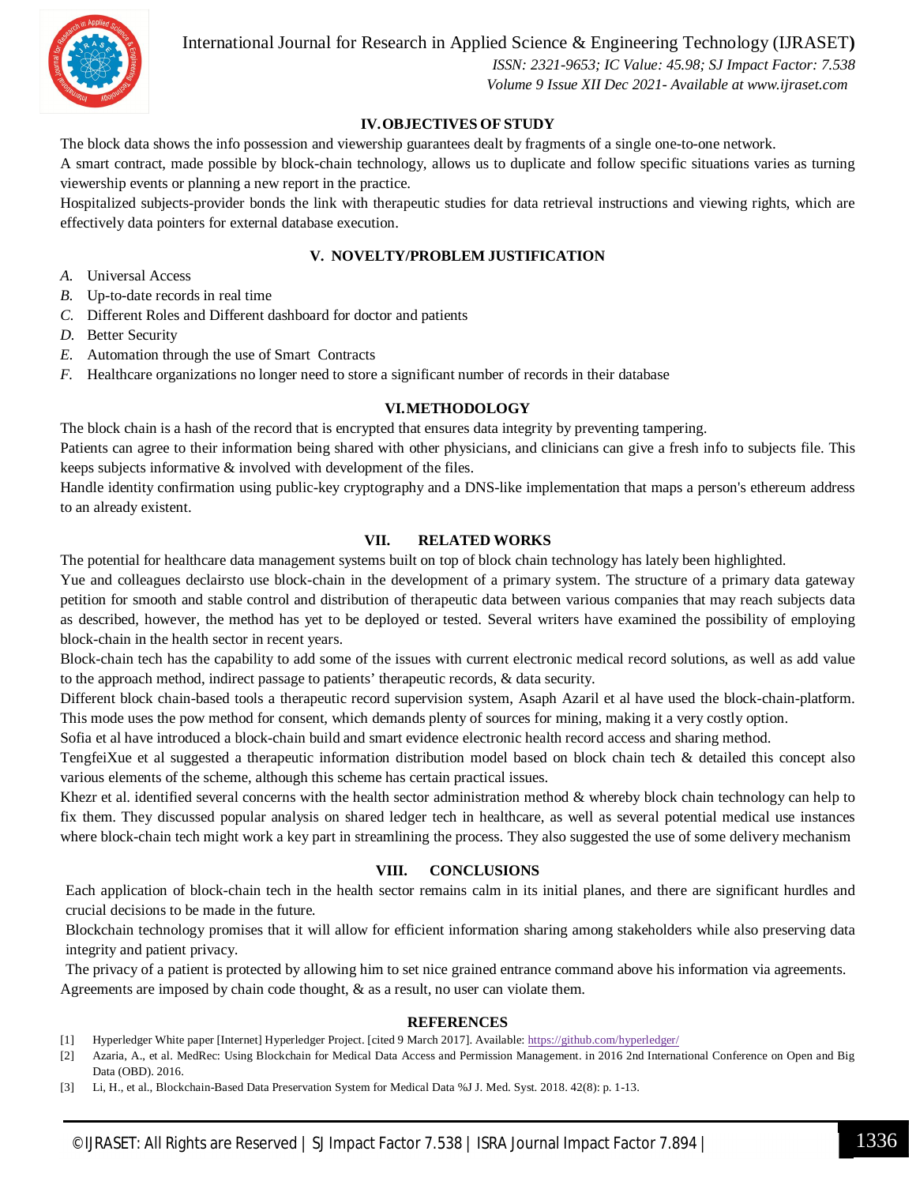## IV. OBJECTIVES OF STUDY

The block data shows the info possession and viewership guarantees dealt by fragments of a single one-to-one network.

A smart contract, made possible by block-chain technology, allows us to duplicate and follow specific situations varies as turning viewership events or planning a new report in the practice.

Hospitalized subjects-provider bonds the link with therapeutic studies for data retrieval instructions and viewing rights, which are effectively data pointers for external database execution.

## V. NOVELTY/PROBLEM JUSTIFICATION

*A.* Universal Access

*B.* Up-to-date records in real time

*C.* Different Roles and Different dashboard for doctor and patients

*D.* Better Security

*E.* Automation through the use of Smart Contracts

*F.* Healthcare organizations no longer need to store a significant number of records in their database

## VI. METHODOLOGY

The block chain is a hash of the record that is encrypted that ensures data integrity by preventing tampering.

Patients can agree to their information being shared with other physicians, and clinicians can give a fresh info to subjects file. This keeps subjects informative & involved with development of the files.

Handle identity confirmation using public-key cryptography and a DNS-like implementation that maps a person's ethereum address to an already existent.

## VII. RELATED WORKS

The potential for healthcare data management systems built on top of block chain technology has lately been highlighted.

Yue and colleagues declairsto use block-chain in the development of a primary system. The structure of a primary data gateway petition for smooth and stable control and distribution of therapeutic data between various companies that may reach subjects data as described, however, the method has yet to be deployed or tested. Several writers have examined the possibility of employing block-chain in the health sector in recent years.

Block-chain tech has the capability to add some of the issues with current electronic medical record solutions, as well as add value to the approach method, indirect passage to patients' therapeutic records, & data security.

Different block chain-based tools a therapeutic record supervision system, Asaph Azaril et al have used the block-chain-platform. This mode uses the pow method for consent, which demands plenty of sources for mining, making it a very costly option.

Sofia et al have introduced a block-chain build and smart evidence electronic health record access and sharing method.

TengfeiXue et al suggested a therapeutic information distribution model based on block chain tech & detailed this concept also various elements of the scheme, although this scheme has certain practical issues.

Khezr et al. identified several concerns with the health sector administration method & whereby block chain technology can help to fix them. They discussed popular analysis on shared ledger tech in healthcare, as well as several potential medical use instances where block-chain tech might work a key part in streamlining the process. They also suggested the use of some delivery mechanism

## VIII. CONCLUSIONS

Each application of block-chain tech in the health sector remains calm in its initial planes, and there are significant hurdles and crucial decisions to be made in the future.

Blockchain technology promises that it will allow for efficient information sharing among stakeholders while also preserving data integrity and patient privacy.

The privacy of a patient is protected by allowing him to set nice grained entrance command above his information via agreements. Agreements are imposed by chain code thought, & as a result, no user can violate them.

## REFERENCES

[1] Hyperledger White paper [Internet] Hyperledger Project. [cited 9 March 2017]. Available: https://github.com/hyperledger/

[2] Azaria, A., et al. MedRec: Using Blockchain for Medical Data Access and Permission Management. in 2016 2nd International Conference on Open and Big Data (OBD). 2016.

[3] Li, H., et al., Blockchain-Based Data Preservation System for Medical Data %J J. Med. Syst. 2018. 42(8): p. 1-13.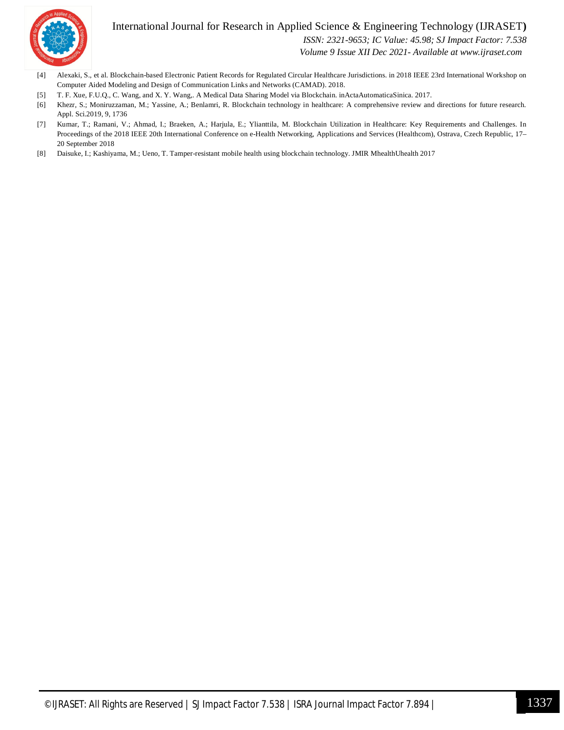[4] Alexaki, S., et al. Blockchain-based Electronic Patient Records for Regulated Circular Healthcare Jurisdictions. in 2018 IEEE 23rd International Workshop on Computer Aided Modeling and Design of Communication Links and Networks (CAMAD). 2018.

[5] T. F. Xue, F.U.Q., C. Wang, and X. Y. Wang,. A Medical Data Sharing Model via Blockchain. inActaAutomaticaSinica. 2017.

[6] Khezr, S.; Moniruzzaman, M.; Yassine, A.; Benlamri, R. Blockchain technology in healthcare: A comprehensive review and directions for future research. Appl. Sci.2019, 9, 1736

[7] Kumar, T.; Ramani, V.; Ahmad, I.; Braeken, A.; Harjula, E.; Ylianttila, M. Blockchain Utilization in Healthcare: Key Requirements and Challenges. In Proceedings of the 2018 IEEE 20th International Conference on e-Health Networking, Applications and Services (Healthcom), Ostrava, Czech Republic, 17–20 September 2018

[8] Daisuke, I.; Kashiyama, M.; Ueno, T. Tamper-resistant mobile health using blockchain technology. JMIR MhealthUhealth 2017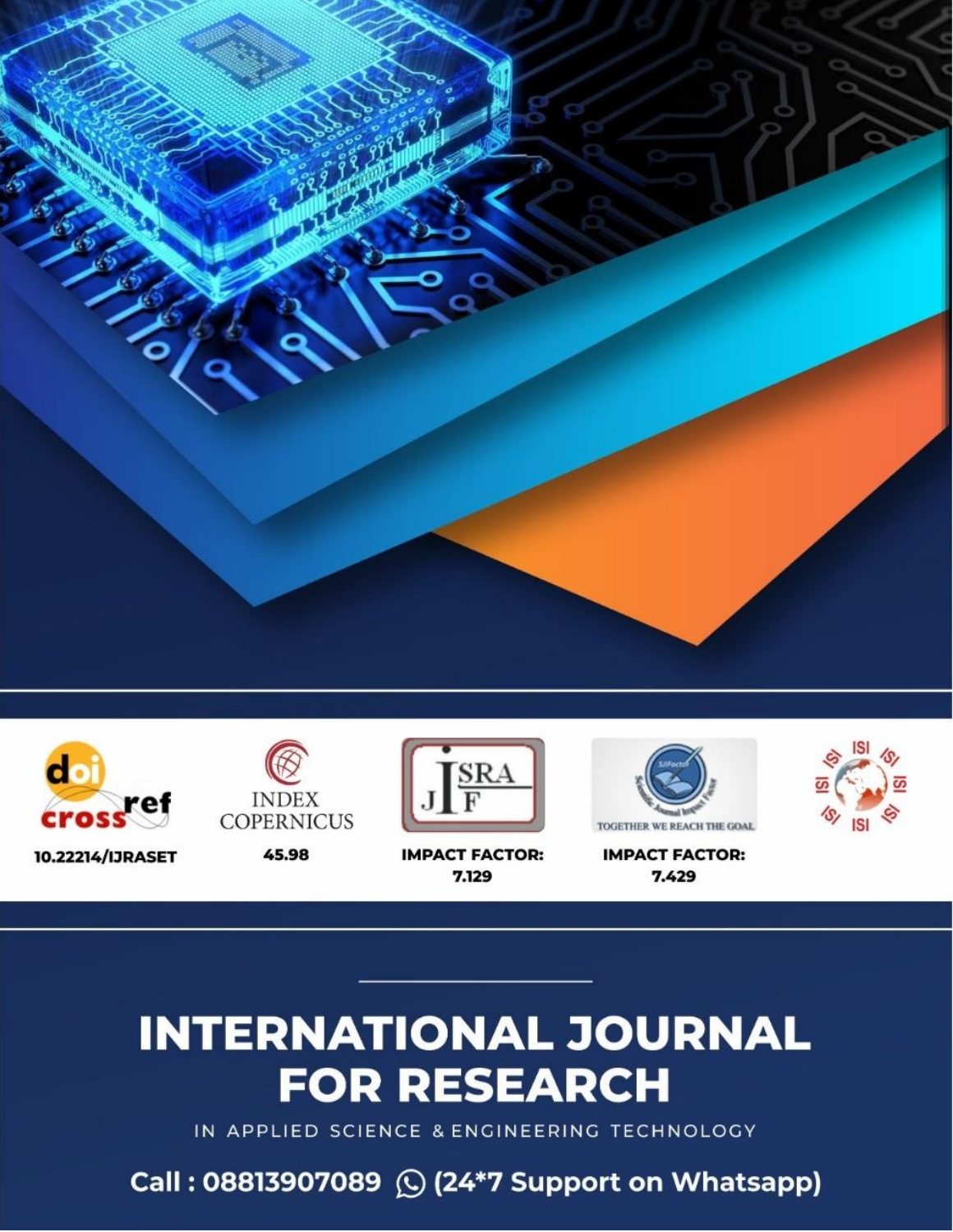10.22214/IJRASET

INDEX COPERNICUS

45.98

IMPACT FACTOR: 7.129

IMPACT FACTOR: 7.429

# INTERNATIONAL JOURNAL FOR RESEARCH

IN APPLIED SCIENCE & ENGINEERING TECHNOLOGY

Call : 08813907089 (24*7 Support on Whatsapp)